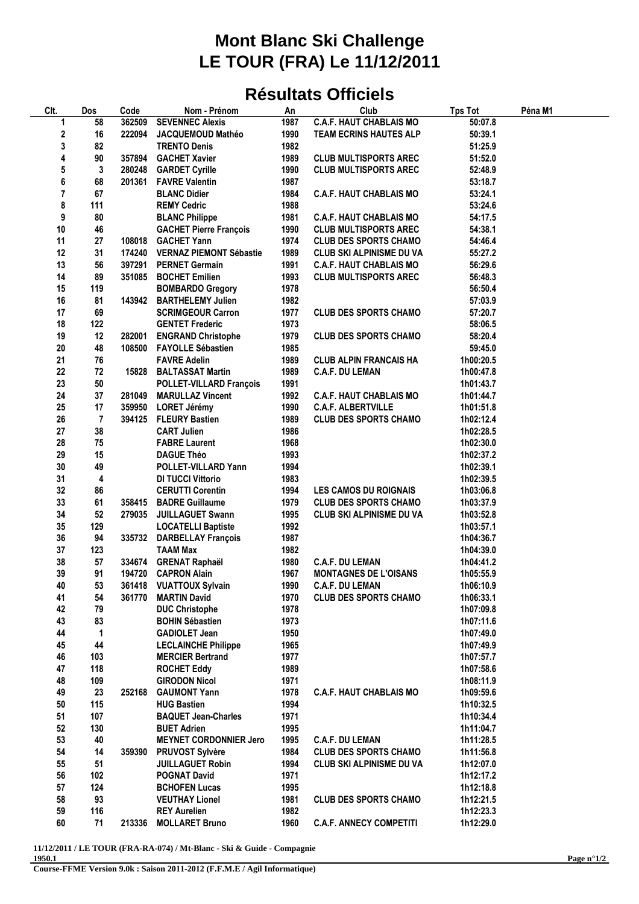# Mont Blanc Ski Challenge
# LE TOUR (FRA) Le 11/12/2011

## Résultats Officiels

| Clt. | Dos | Code | Nom - Prénom | An | Club | Tps Tot | Péna M1 |
|---|---|---|---|---|---|---|---|
| 1 | 58 | 362509 | SEVENNEC Alexis | 1987 | C.A.F. HAUT CHABLAIS MO | 50:07.8 | |
| 2 | 16 | 222094 | JACQUEMOUD Mathéo | 1990 | TEAM ECRINS HAUTES ALP | 50:39.1 | |
| 3 | 82 | | TRENTO Denis | 1982 | | 51:25.9 | |
| 4 | 90 | 357894 | GACHET Xavier | 1989 | CLUB MULTISPORTS AREC | 51:52.0 | |
| 5 | 3 | 280248 | GARDET Cyrille | 1990 | CLUB MULTISPORTS AREC | 52:48.9 | |
| 6 | 68 | 201361 | FAVRE Valentin | 1987 | | 53:18.7 | |
| 7 | 67 | | BLANC Didier | 1984 | C.A.F. HAUT CHABLAIS MO | 53:24.1 | |
| 8 | 111 | | REMY Cedric | 1988 | | 53:24.6 | |
| 9 | 80 | | BLANC Philippe | 1981 | C.A.F. HAUT CHABLAIS MO | 54:17.5 | |
| 10 | 46 | | GACHET Pierre François | 1990 | CLUB MULTISPORTS AREC | 54:38.1 | |
| 11 | 27 | 108018 | GACHET Yann | 1974 | CLUB DES SPORTS CHAMO | 54:46.4 | |
| 12 | 31 | 174240 | VERNAZ PIEMONT Sébastie | 1989 | CLUB SKI ALPINISME DU VA | 55:27.2 | |
| 13 | 56 | 397291 | PERNET Germain | 1991 | C.A.F. HAUT CHABLAIS MO | 56:29.6 | |
| 14 | 89 | 351085 | BOCHET Emilien | 1993 | CLUB MULTISPORTS AREC | 56:48.3 | |
| 15 | 119 | | BOMBARDO Gregory | 1978 | | 56:50.4 | |
| 16 | 81 | 143942 | BARTHELEMY Julien | 1982 | | 57:03.9 | |
| 17 | 69 | | SCRIMGEOUR Carron | 1977 | CLUB DES SPORTS CHAMO | 57:20.7 | |
| 18 | 122 | | GENTET Frederic | 1973 | | 58:06.5 | |
| 19 | 12 | 282001 | ENGRAND Christophe | 1979 | CLUB DES SPORTS CHAMO | 58:20.4 | |
| 20 | 48 | 108500 | FAYOLLE Sébastien | 1985 | | 59:45.0 | |
| 21 | 76 | | FAVRE Adelin | 1989 | CLUB ALPIN FRANCAIS HA | 1h00:20.5 | |
| 22 | 72 | 15828 | BALTASSAT Martin | 1989 | C.A.F. DU LEMAN | 1h00:47.8 | |
| 23 | 50 | | POLLET-VILLARD François | 1991 | | 1h01:43.7 | |
| 24 | 37 | 281049 | MARULLAZ Vincent | 1992 | C.A.F. HAUT CHABLAIS MO | 1h01:44.7 | |
| 25 | 17 | 359950 | LORET Jérémy | 1990 | C.A.F. ALBERTVILLE | 1h01:51.8 | |
| 26 | 7 | 394125 | FLEURY Bastien | 1989 | CLUB DES SPORTS CHAMO | 1h02:12.4 | |
| 27 | 38 | | CART Julien | 1986 | | 1h02:28.5 | |
| 28 | 75 | | FABRE Laurent | 1968 | | 1h02:30.0 | |
| 29 | 15 | | DAGUE Théo | 1993 | | 1h02:37.2 | |
| 30 | 49 | | POLLET-VILLARD Yann | 1994 | | 1h02:39.1 | |
| 31 | 4 | | DI TUCCI Vittorio | 1983 | | 1h02:39.5 | |
| 32 | 86 | | CERUTTI Corentin | 1994 | LES CAMOS DU ROIGNAIS | 1h03:06.8 | |
| 33 | 61 | 358415 | BADRE Guillaume | 1979 | CLUB DES SPORTS CHAMO | 1h03:37.9 | |
| 34 | 52 | 279035 | JUILLAGUET Swann | 1995 | CLUB SKI ALPINISME DU VA | 1h03:52.8 | |
| 35 | 129 | | LOCATELLI Baptiste | 1992 | | 1h03:57.1 | |
| 36 | 94 | 335732 | DARBELLAY François | 1987 | | 1h04:36.7 | |
| 37 | 123 | | TAAM Max | 1982 | | 1h04:39.0 | |
| 38 | 57 | 334674 | GRENAT Raphaël | 1980 | C.A.F. DU LEMAN | 1h04:41.2 | |
| 39 | 91 | 194720 | CAPRON Alain | 1967 | MONTAGNES DE L'OISANS | 1h05:55.9 | |
| 40 | 53 | 361418 | VUATTOUX Sylvain | 1990 | C.A.F. DU LEMAN | 1h06:10.9 | |
| 41 | 54 | 361770 | MARTIN David | 1970 | CLUB DES SPORTS CHAMO | 1h06:33.1 | |
| 42 | 79 | | DUC Christophe | 1978 | | 1h07:09.8 | |
| 43 | 83 | | BOHIN Sébastien | 1973 | | 1h07:11.6 | |
| 44 | 1 | | GADIOLET Jean | 1950 | | 1h07:49.0 | |
| 45 | 44 | | LECLAINCHE Philippe | 1965 | | 1h07:49.9 | |
| 46 | 103 | | MERCIER Bertrand | 1977 | | 1h07:57.7 | |
| 47 | 118 | | ROCHET Eddy | 1989 | | 1h07:58.6 | |
| 48 | 109 | | GIRODON Nicol | 1971 | | 1h08:11.9 | |
| 49 | 23 | 252168 | GAUMONT Yann | 1978 | C.A.F. HAUT CHABLAIS MO | 1h09:59.6 | |
| 50 | 115 | | HUG Bastien | 1994 | | 1h10:32.5 | |
| 51 | 107 | | BAQUET Jean-Charles | 1971 | | 1h10:34.4 | |
| 52 | 130 | | BUET Adrien | 1995 | | 1h11:04.7 | |
| 53 | 40 | | MEYNET CORDONNIER Jero | 1995 | C.A.F. DU LEMAN | 1h11:28.5 | |
| 54 | 14 | 359390 | PRUVOST Sylvère | 1984 | CLUB DES SPORTS CHAMO | 1h11:56.8 | |
| 55 | 51 | | JUILLAGUET Robin | 1994 | CLUB SKI ALPINISME DU VA | 1h12:07.0 | |
| 56 | 102 | | POGNAT David | 1971 | | 1h12:17.2 | |
| 57 | 124 | | BCHOFEN Lucas | 1995 | | 1h12:18.8 | |
| 58 | 93 | | VEUTHAY Lionel | 1981 | CLUB DES SPORTS CHAMO | 1h12:21.5 | |
| 59 | 116 | | REY Aurelien | 1982 | | 1h12:23.3 | |
| 60 | 71 | 213336 | MOLLARET Bruno | 1960 | C.A.F. ANNECY COMPETITI | 1h12:29.0 | |

**11/12/2011 / LE TOUR (FRA-RA-074) / Mt-Blanc - Ski & Guide - Compagnie**
**1950.1**
**Course-FFME Version 9.0k : Saison 2011-2012 (F.F.M.E / Agil Informatique)**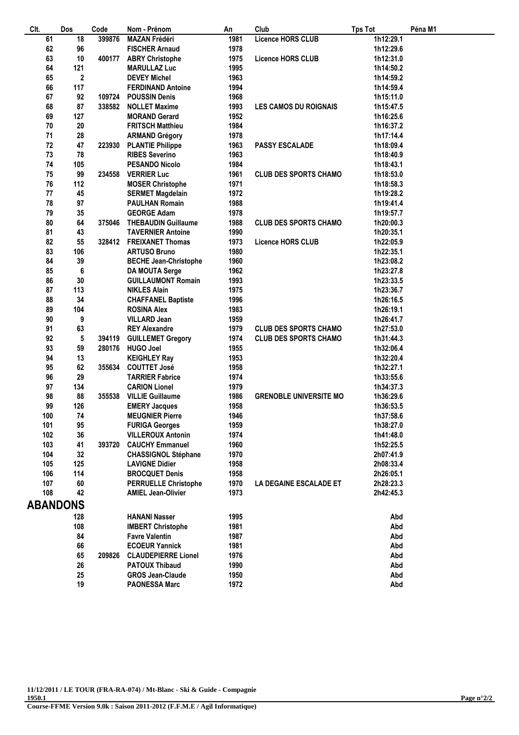| Clt. | Dos | Code | Nom - Prénom | An | Club | Tps Tot | Péna M1 |
|---|---|---|---|---|---|---|---|
| 61 | 18 | 399876 | MAZAN Frédéri | 1981 | Licence HORS CLUB | 1h12:29.1 | |
| 62 | 96 | | FISCHER Arnaud | 1978 | | 1h12:29.6 | |
| 63 | 10 | 400177 | ABRY Christophe | 1975 | Licence HORS CLUB | 1h12:31.0 | |
| 64 | 121 | | MARULLAZ Luc | 1995 | | 1h14:50.2 | |
| 65 | 2 | | DEVEY Michel | 1963 | | 1h14:59.2 | |
| 66 | 117 | | FERDINAND Antoine | 1994 | | 1h14:59.4 | |
| 67 | 92 | 109724 | POUSSIN Denis | 1968 | | 1h15:11.0 | |
| 68 | 87 | 338582 | NOLLET Maxime | 1993 | LES CAMOS DU ROIGNAIS | 1h15:47.5 | |
| 69 | 127 | | MORAND Gerard | 1952 | | 1h16:25.6 | |
| 70 | 20 | | FRITSCH Matthieu | 1984 | | 1h16:37.2 | |
| 71 | 28 | | ARMAND Grégory | 1978 | | 1h17:14.4 | |
| 72 | 47 | 223930 | PLANTIE Philippe | 1963 | PASSY ESCALADE | 1h18:09.4 | |
| 73 | 78 | | RIBES Severino | 1963 | | 1h18:40.9 | |
| 74 | 105 | | PESANDO Nicolo | 1984 | | 1h18:43.1 | |
| 75 | 99 | 234558 | VERRIER Luc | 1961 | CLUB DES SPORTS CHAMO | 1h18:53.0 | |
| 76 | 112 | | MOSER Christophe | 1971 | | 1h18:58.3 | |
| 77 | 45 | | SERMET Magdelain | 1972 | | 1h19:28.2 | |
| 78 | 97 | | PAULHAN Romain | 1988 | | 1h19:41.4 | |
| 79 | 35 | | GEORGE Adam | 1978 | | 1h19:57.7 | |
| 80 | 64 | 375046 | THEBAUDIN Guillaume | 1988 | CLUB DES SPORTS CHAMO | 1h20:00.3 | |
| 81 | 43 | | TAVERNIER Antoine | 1990 | | 1h20:35.1 | |
| 82 | 55 | 328412 | FREIXANET Thomas | 1973 | Licence HORS CLUB | 1h22:05.9 | |
| 83 | 106 | | ARTUSO Bruno | 1980 | | 1h22:35.1 | |
| 84 | 39 | | BECHE Jean-Christophe | 1960 | | 1h23:08.2 | |
| 85 | 6 | | DA MOUTA Serge | 1962 | | 1h23:27.8 | |
| 86 | 30 | | GUILLAUMONT Romain | 1993 | | 1h23:33.5 | |
| 87 | 113 | | NIKLES Alain | 1975 | | 1h23:36.7 | |
| 88 | 34 | | CHAFFANEL Baptiste | 1996 | | 1h26:16.5 | |
| 89 | 104 | | ROSINA Alex | 1983 | | 1h26:19.1 | |
| 90 | 9 | | VILLARD Jean | 1959 | | 1h26:41.7 | |
| 91 | 63 | | REY Alexandre | 1979 | CLUB DES SPORTS CHAMO | 1h27:53.0 | |
| 92 | 5 | 394119 | GUILLEMET Gregory | 1974 | CLUB DES SPORTS CHAMO | 1h31:44.3 | |
| 93 | 59 | 280176 | HUGO Joel | 1955 | | 1h32:06.4 | |
| 94 | 13 | | KEIGHLEY Ray | 1953 | | 1h32:20.4 | |
| 95 | 62 | 355634 | COUTTET José | 1958 | | 1h32:27.1 | |
| 96 | 29 | | TARRIER Fabrice | 1974 | | 1h33:55.6 | |
| 97 | 134 | | CARION Lionel | 1979 | | 1h34:37.3 | |
| 98 | 88 | 355538 | VILLIE Guillaume | 1986 | GRENOBLE UNIVERSITE MO | 1h36:29.6 | |
| 99 | 126 | | EMERY Jacques | 1958 | | 1h36:53.5 | |
| 100 | 74 | | MEUGNIER Pierre | 1946 | | 1h37:58.6 | |
| 101 | 95 | | FURIGA Georges | 1959 | | 1h38:27.0 | |
| 102 | 36 | | VILLEROUX Antonin | 1974 | | 1h41:48.0 | |
| 103 | 41 | 393720 | CAUCHY Emmanuel | 1960 | | 1h52:25.5 | |
| 104 | 32 | | CHASSIGNOL Stéphane | 1970 | | 2h07:41.9 | |
| 105 | 125 | | LAVIGNE Didier | 1958 | | 2h08:33.4 | |
| 106 | 114 | | BROCQUET Denis | 1958 | | 2h26:05.1 | |
| 107 | 60 | | PERRUELLE Christophe | 1970 | LA DEGAINE ESCALADE ET | 2h28:23.3 | |
| 108 | 42 | | AMIEL Jean-Olivier | 1973 | | 2h42:45.3 | |

## ABANDONS

| Clt. | Dos | Code | Nom - Prénom | An | Club | Tps Tot | Péna M1 |
|---|---|---|---|---|---|---|---|
| | 128 | | HANANI Nasser | 1995 | | Abd | |
| | 108 | | IMBERT Christophe | 1981 | | Abd | |
| | 84 | | Favre Valentin | 1987 | | Abd | |
| | 66 | | ECOEUR Yannick | 1981 | | Abd | |
| | 65 | 209826 | CLAUDEPIERRE Lionel | 1976 | | Abd | |
| | 26 | | PATOUX Thibaud | 1990 | | Abd | |
| | 25 | | GROS Jean-Claude | 1950 | | Abd | |
| | 19 | | PAONESSA Marc | 1972 | | Abd | |

11/12/2011 / LE TOUR (FRA-RA-074) / Mt-Blanc - Ski & Guide - Compagnie
1950.1
Course-FFME Version 9.0k : Saison 2011-2012 (F.F.M.E / Agil Informatique)